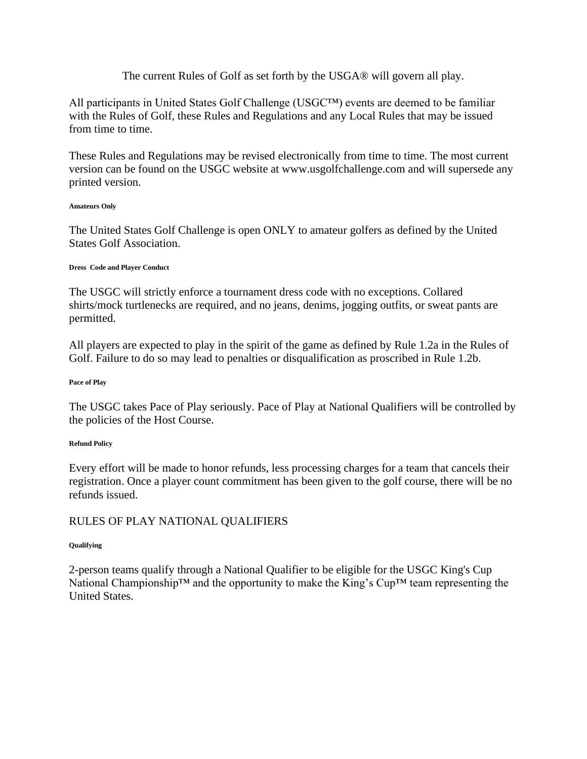The current Rules of Golf as set forth by the USGA® will govern all play.

All participants in United States Golf Challenge (USGC™) events are deemed to be familiar with the Rules of Golf, these Rules and Regulations and any Local Rules that may be issued from time to time.

These Rules and Regulations may be revised electronically from time to time. The most current version can be found on the USGC website at www.usgolfchallenge.com and will supersede any printed version.

#### Amateurs Only

The United States Golf Challenge is open ONLY to amateur golfers as defined by the United States Golf Association.

#### Dress Code and Player Conduct

The USGC will strictly enforce a tournament dress code with no exceptions. Collared shirts/mock turtlenecks are required, and no jeans, denims, jogging outfits, or sweat pants are permitted.

All players are expected to play in the spirit of the game as defined by Rule 1.2a in the Rules of Golf. Failure to do so may lead to penalties or disqualification as proscribed in Rule 1.2b.

#### Pace of Play

The USGC takes Pace of Play seriously. Pace of Play at National Qualifiers will be controlled by the policies of the Host Course.

#### Refund Policy

Every effort will be made to honor refunds, less processing charges for a team that cancels their registration. Once a player count commitment has been given to the golf course, there will be no refunds issued.

## RULES OF PLAY NATIONAL QUALIFIERS

#### Qualifying

2-person teams qualify through a National Qualifier to be eligible for the USGC King's Cup National Championship™ and the opportunity to make the King's Cup™ team representing the United States.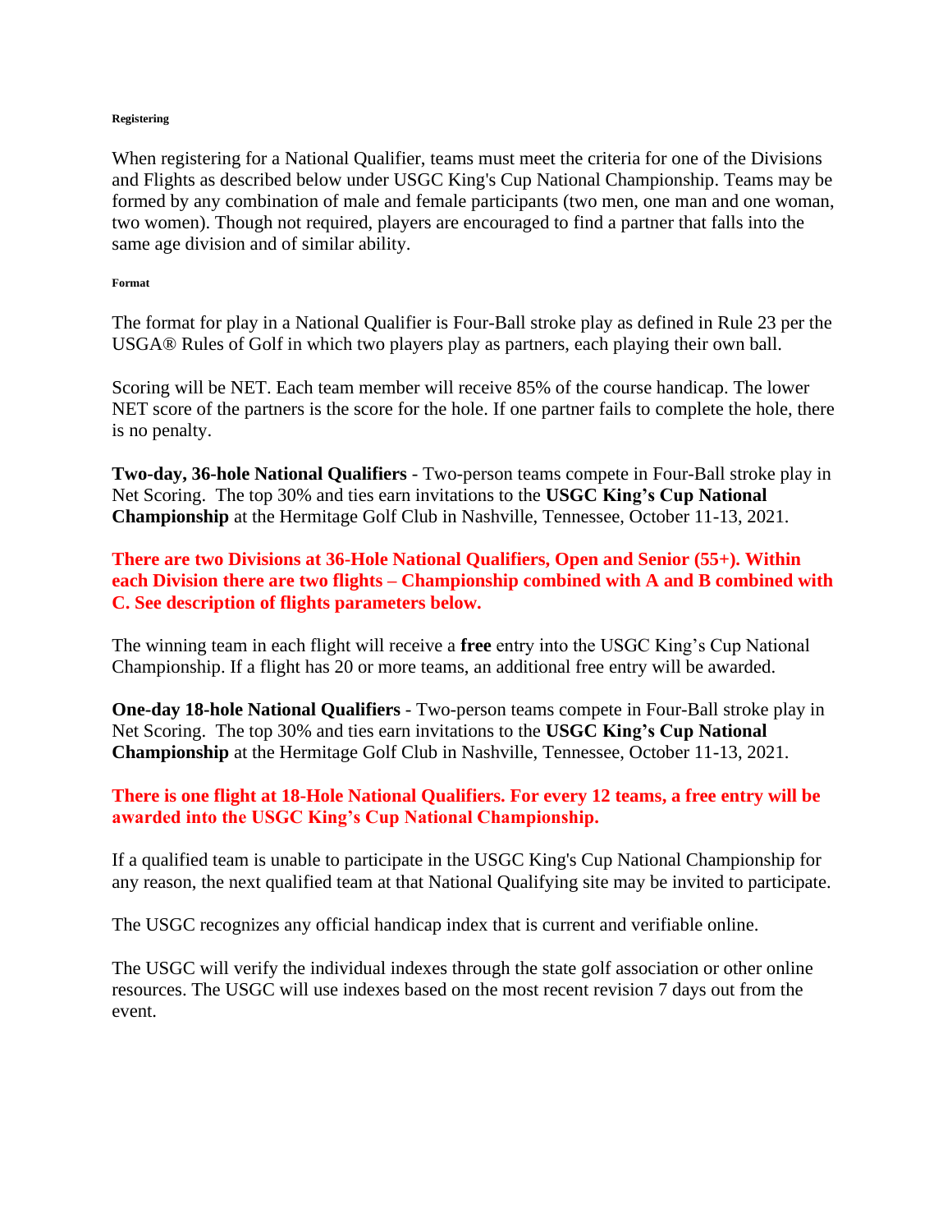#### Registering

When registering for a National Qualifier, teams must meet the criteria for one of the Divisions and Flights as described below under USGC King's Cup National Championship. Teams may be formed by any combination of male and female participants (two men, one man and one woman, two women). Though not required, players are encouraged to find a partner that falls into the same age division and of similar ability.

#### Format

The format for play in a National Qualifier is Four-Ball stroke play as defined in Rule 23 per the USGA® Rules of Golf in which two players play as partners, each playing their own ball.

Scoring will be NET. Each team member will receive 85% of the course handicap. The lower NET score of the partners is the score for the hole. If one partner fails to complete the hole, there is no penalty.

**Two-day, 36-hole National Qualifiers** - Two-person teams compete in Four-Ball stroke play in Net Scoring. The top 30% and ties earn invitations to the **USGC King's Cup National Championship** at the Hermitage Golf Club in Nashville, Tennessee, October 11-13, 2021.

**There are two Divisions at 36-Hole National Qualifiers, Open and Senior (55+). Within each Division there are two flights – Championship combined with A and B combined with C. See description of flights parameters below.**

The winning team in each flight will receive a **free** entry into the USGC King's Cup National Championship. If a flight has 20 or more teams, an additional free entry will be awarded.

**One-day 18-hole National Qualifiers** - Two-person teams compete in Four-Ball stroke play in Net Scoring. The top 30% and ties earn invitations to the **USGC King's Cup National Championship** at the Hermitage Golf Club in Nashville, Tennessee, October 11-13, 2021.

**There is one flight at 18-Hole National Qualifiers. For every 12 teams, a free entry will be awarded into the USGC King's Cup National Championship.**

If a qualified team is unable to participate in the USGC King's Cup National Championship for any reason, the next qualified team at that National Qualifying site may be invited to participate.

The USGC recognizes any official handicap index that is current and verifiable online.

The USGC will verify the individual indexes through the state golf association or other online resources. The USGC will use indexes based on the most recent revision 7 days out from the event.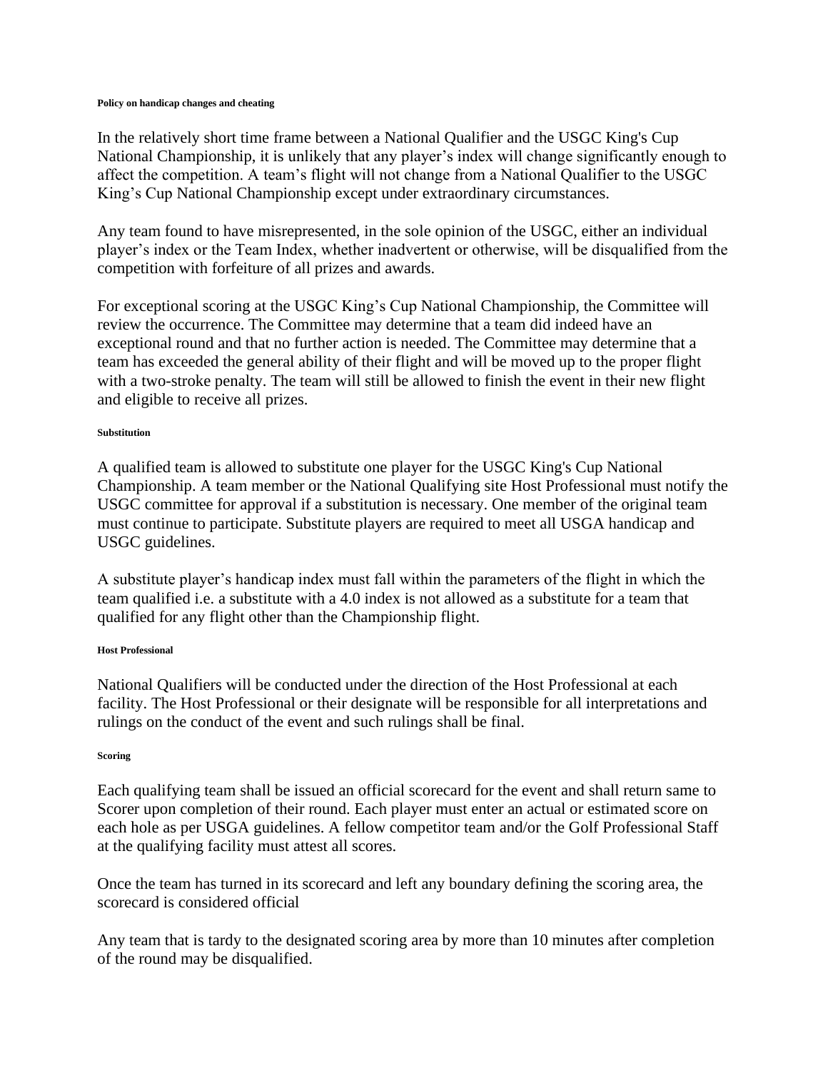#### Policy on handicap changes and cheating

In the relatively short time frame between a National Qualifier and the USGC King's Cup National Championship, it is unlikely that any player's index will change significantly enough to affect the competition. A team's flight will not change from a National Qualifier to the USGC King's Cup National Championship except under extraordinary circumstances.

Any team found to have misrepresented, in the sole opinion of the USGC, either an individual player's index or the Team Index, whether inadvertent or otherwise, will be disqualified from the competition with forfeiture of all prizes and awards.

For exceptional scoring at the USGC King's Cup National Championship, the Committee will review the occurrence. The Committee may determine that a team did indeed have an exceptional round and that no further action is needed. The Committee may determine that a team has exceeded the general ability of their flight and will be moved up to the proper flight with a two-stroke penalty. The team will still be allowed to finish the event in their new flight and eligible to receive all prizes.

#### Substitution

A qualified team is allowed to substitute one player for the USGC King's Cup National Championship. A team member or the National Qualifying site Host Professional must notify the USGC committee for approval if a substitution is necessary. One member of the original team must continue to participate. Substitute players are required to meet all USGA handicap and USGC guidelines.

A substitute player's handicap index must fall within the parameters of the flight in which the team qualified i.e. a substitute with a 4.0 index is not allowed as a substitute for a team that qualified for any flight other than the Championship flight.

#### Host Professional

National Qualifiers will be conducted under the direction of the Host Professional at each facility. The Host Professional or their designate will be responsible for all interpretations and rulings on the conduct of the event and such rulings shall be final.

#### Scoring

Each qualifying team shall be issued an official scorecard for the event and shall return same to Scorer upon completion of their round. Each player must enter an actual or estimated score on each hole as per USGA guidelines. A fellow competitor team and/or the Golf Professional Staff at the qualifying facility must attest all scores.

Once the team has turned in its scorecard and left any boundary defining the scoring area, the scorecard is considered official

Any team that is tardy to the designated scoring area by more than 10 minutes after completion of the round may be disqualified.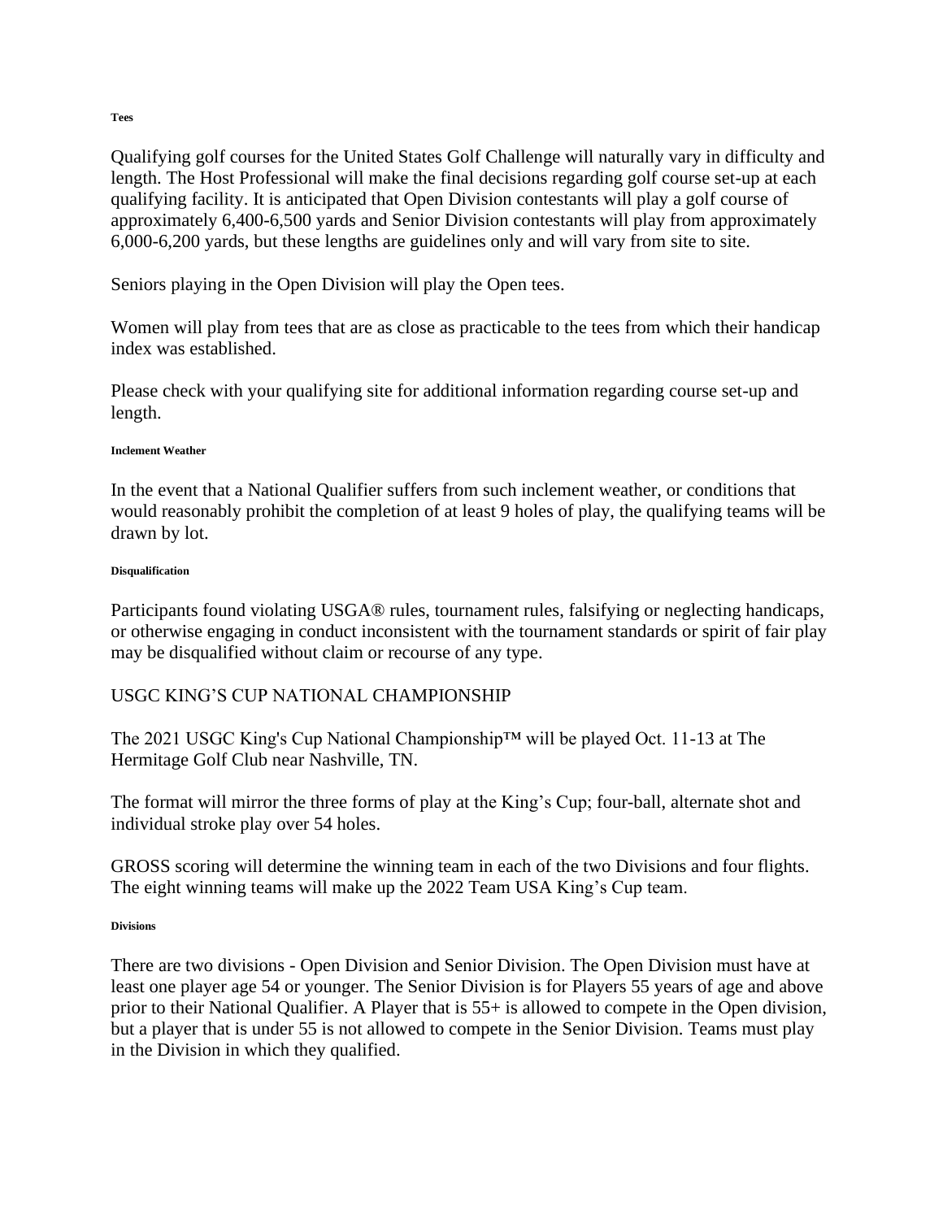#### Tees

Qualifying golf courses for the United States Golf Challenge will naturally vary in difficulty and length. The Host Professional will make the final decisions regarding golf course set-up at each qualifying facility. It is anticipated that Open Division contestants will play a golf course of approximately 6,400-6,500 yards and Senior Division contestants will play from approximately 6,000-6,200 yards, but these lengths are guidelines only and will vary from site to site.

Seniors playing in the Open Division will play the Open tees.

Women will play from tees that are as close as practicable to the tees from which their handicap index was established.

Please check with your qualifying site for additional information regarding course set-up and length.

#### Inclement Weather

In the event that a National Qualifier suffers from such inclement weather, or conditions that would reasonably prohibit the completion of at least 9 holes of play, the qualifying teams will be drawn by lot.

#### Disqualification

Participants found violating USGA® rules, tournament rules, falsifying or neglecting handicaps, or otherwise engaging in conduct inconsistent with the tournament standards or spirit of fair play may be disqualified without claim or recourse of any type.

## USGC KING'S CUP NATIONAL CHAMPIONSHIP

The 2021 USGC King's Cup National Championship™ will be played Oct. 11-13 at The Hermitage Golf Club near Nashville, TN.

The format will mirror the three forms of play at the King's Cup; four-ball, alternate shot and individual stroke play over 54 holes.

GROSS scoring will determine the winning team in each of the two Divisions and four flights. The eight winning teams will make up the 2022 Team USA King's Cup team.

#### Divisions

There are two divisions - Open Division and Senior Division. The Open Division must have at least one player age 54 or younger. The Senior Division is for Players 55 years of age and above prior to their National Qualifier. A Player that is 55+ is allowed to compete in the Open division, but a player that is under 55 is not allowed to compete in the Senior Division. Teams must play in the Division in which they qualified.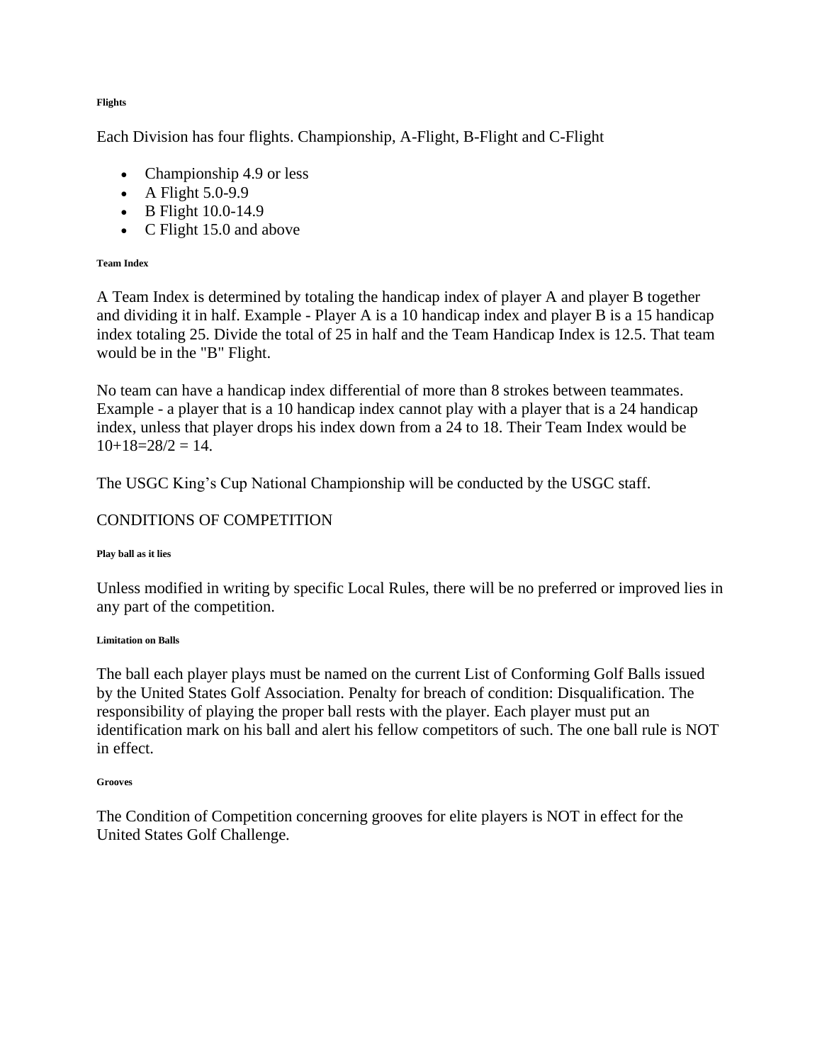#### Flights

Each Division has four flights. Championship, A-Flight, B-Flight and C-Flight

- Championship 4.9 or less
- A Flight 5.0-9.9
- B Flight 10.0-14.9
- C Flight 15.0 and above

#### Team Index

A Team Index is determined by totaling the handicap index of player A and player B together and dividing it in half. Example - Player A is a 10 handicap index and player B is a 15 handicap index totaling 25. Divide the total of 25 in half and the Team Handicap Index is 12.5. That team would be in the "B" Flight.

No team can have a handicap index differential of more than 8 strokes between teammates. Example - a player that is a 10 handicap index cannot play with a player that is a 24 handicap index, unless that player drops his index down from a 24 to 18. Their Team Index would be 10+18=28/2 = 14.

The USGC King's Cup National Championship will be conducted by the USGC staff.

CONDITIONS OF COMPETITION

#### Play ball as it lies

Unless modified in writing by specific Local Rules, there will be no preferred or improved lies in any part of the competition.

#### Limitation on Balls

The ball each player plays must be named on the current List of Conforming Golf Balls issued by the United States Golf Association. Penalty for breach of condition: Disqualification. The responsibility of playing the proper ball rests with the player. Each player must put an identification mark on his ball and alert his fellow competitors of such. The one ball rule is NOT in effect.

#### Grooves

The Condition of Competition concerning grooves for elite players is NOT in effect for the United States Golf Challenge.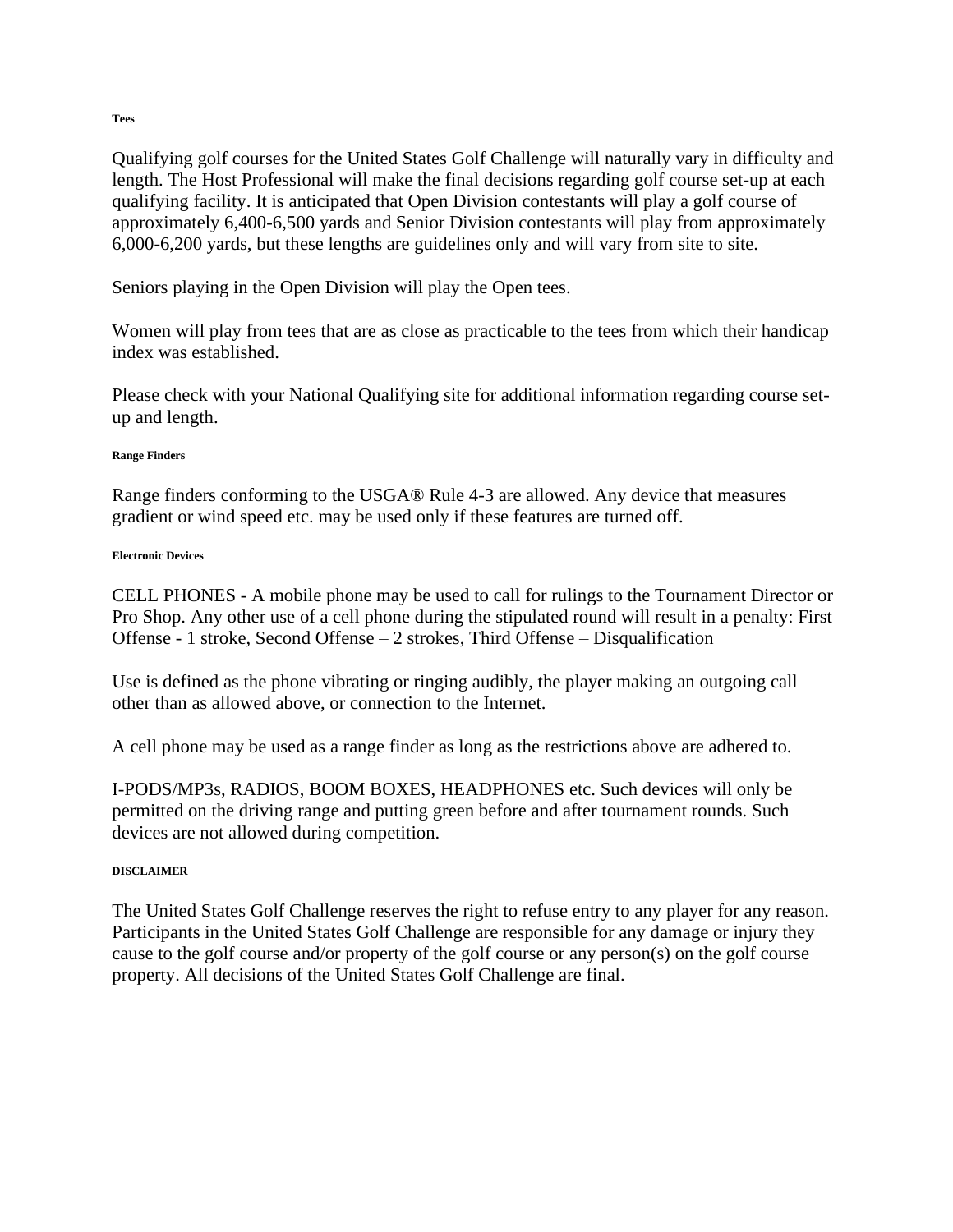#### Tees

Qualifying golf courses for the United States Golf Challenge will naturally vary in difficulty and length. The Host Professional will make the final decisions regarding golf course set-up at each qualifying facility. It is anticipated that Open Division contestants will play a golf course of approximately 6,400-6,500 yards and Senior Division contestants will play from approximately 6,000-6,200 yards, but these lengths are guidelines only and will vary from site to site.

Seniors playing in the Open Division will play the Open tees.

Women will play from tees that are as close as practicable to the tees from which their handicap index was established.

Please check with your National Qualifying site for additional information regarding course set-up and length.

#### Range Finders

Range finders conforming to the USGA® Rule 4-3 are allowed. Any device that measures gradient or wind speed etc. may be used only if these features are turned off.

#### Electronic Devices

CELL PHONES - A mobile phone may be used to call for rulings to the Tournament Director or Pro Shop. Any other use of a cell phone during the stipulated round will result in a penalty: First Offense - 1 stroke, Second Offense – 2 strokes, Third Offense – Disqualification

Use is defined as the phone vibrating or ringing audibly, the player making an outgoing call other than as allowed above, or connection to the Internet.

A cell phone may be used as a range finder as long as the restrictions above are adhered to.

I-PODS/MP3s, RADIOS, BOOM BOXES, HEADPHONES etc. Such devices will only be permitted on the driving range and putting green before and after tournament rounds. Such devices are not allowed during competition.

#### DISCLAIMER

The United States Golf Challenge reserves the right to refuse entry to any player for any reason. Participants in the United States Golf Challenge are responsible for any damage or injury they cause to the golf course and/or property of the golf course or any person(s) on the golf course property. All decisions of the United States Golf Challenge are final.